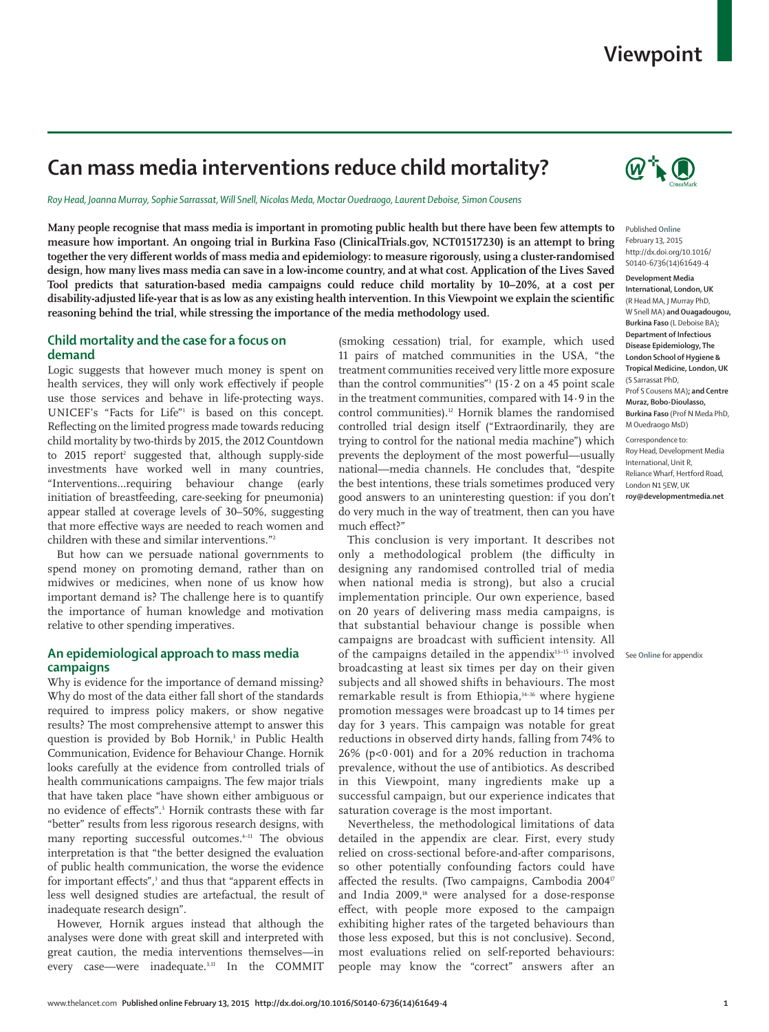# Can mass media interventions reduce child mortality?

*Roy Head, Joanna Murray, Sophie Sarrassat, Will Snell, Nicolas Meda, Moctar Ouedraogo, Laurent Deboise, Simon Cousens*

**Many people recognise that mass media is important in promoting public health but there have been few attempts to measure how important. An ongoing trial in Burkina Faso (ClinicalTrials.gov, NCT01517230) is an attempt to bring together the very different worlds of mass media and epidemiology: to measure rigorously, using a cluster-randomised design, how many lives mass media can save in a low-income country, and at what cost. Application of the Lives Saved Tool predicts that saturation-based media campaigns could reduce child mortality by 10–20%, at a cost per disability-adjusted life-year that is as low as any existing health intervention. In this Viewpoint we explain the scientific reasoning behind the trial, while stressing the importance of the media methodology used.**

Published Online February 13, 2015 http://dx.doi.org/10.1016/S0140-6736(14)61649-4

**Development Media International, London, UK** (R Head MA, J Murray PhD, W Snell MA) **and Ouagadougou, Burkina Faso** (L Deboise BA)**; Department of Infectious Disease Epidemiology, The London School of Hygiene & Tropical Medicine, London, UK** (S Sarrassat PhD, Prof S Cousens MA)**; and Centre Muraz, Bobo-Dioulasso, Burkina Faso** (Prof N Meda PhD, M Ouedraogo MsD)

Correspondence to: Roy Head, Development Media International, Unit R, Reliance Wharf, Hertford Road, London N1 5EW, UK **roy@developmentmedia.net**

## Child mortality and the case for a focus on demand

Logic suggests that however much money is spent on health services, they will only work effectively if people use those services and behave in life-protecting ways. UNICEF's "Facts for Life"[1] is based on this concept. Reflecting on the limited progress made towards reducing child mortality by two-thirds by 2015, the 2012 Countdown to 2015 report[2] suggested that, although supply-side investments have worked well in many countries, "Interventions...requiring behaviour change (early initiation of breastfeeding, care-seeking for pneumonia) appear stalled at coverage levels of 30–50%, suggesting that more effective ways are needed to reach women and children with these and similar interventions."[2]

But how can we persuade national governments to spend money on promoting demand, rather than on midwives or medicines, when none of us know how important demand is? The challenge here is to quantify the importance of human knowledge and motivation relative to other spending imperatives.

## An epidemiological approach to mass media campaigns

Why is evidence for the importance of demand missing? Why do most of the data either fall short of the standards required to impress policy makers, or show negative results? The most comprehensive attempt to answer this question is provided by Bob Hornik,[3] in Public Health Communication, Evidence for Behaviour Change. Hornik looks carefully at the evidence from controlled trials of health communications campaigns. The few major trials that have taken place "have shown either ambiguous or no evidence of effects".[3] Hornik contrasts these with far "better" results from less rigorous research designs, with many reporting successful outcomes.[4–11] The obvious interpretation is that "the better designed the evaluation of public health communication, the worse the evidence for important effects",[3] and thus that "apparent effects in less well designed studies are artefactual, the result of inadequate research design".

However, Hornik argues instead that although the analyses were done with great skill and interpreted with great caution, the media interventions themselves—in every case—were inadequate.[3,11] In the COMMIT (smoking cessation) trial, for example, which used 11 pairs of matched communities in the USA, "the treatment communities received very little more exposure than the control communities"[3] (15·2 on a 45 point scale in the treatment communities, compared with 14·9 in the control communities).[12] Hornik blames the randomised controlled trial design itself ("Extraordinarily, they are trying to control for the national media machine") which prevents the deployment of the most powerful—usually national—media channels. He concludes that, "despite the best intentions, these trials sometimes produced very good answers to an uninteresting question: if you don't do very much in the way of treatment, then can you have much effect?"

This conclusion is very important. It describes not only a methodological problem (the difficulty in designing any randomised controlled trial of media when national media is strong), but also a crucial implementation principle. Our own experience, based on 20 years of delivering mass media campaigns, is that substantial behaviour change is possible when campaigns are broadcast with sufficient intensity. All of the campaigns detailed in the appendix[13–15] involved broadcasting at least six times per day on their given subjects and all showed shifts in behaviours. The most remarkable result is from Ethiopia,[14–16] where hygiene promotion messages were broadcast up to 14 times per day for 3 years. This campaign was notable for great reductions in observed dirty hands, falling from 74% to 26% ($p<0·001$) and for a 20% reduction in trachoma prevalence, without the use of antibiotics. As described in this Viewpoint, many ingredients make up a successful campaign, but our experience indicates that saturation coverage is the most important.

See **Online** for appendix

Nevertheless, the methodological limitations of data detailed in the appendix are clear. First, every study relied on cross-sectional before-and-after comparisons, so other potentially confounding factors could have affected the results. (Two campaigns, Cambodia 2004[17] and India 2009,[18] were analysed for a dose-response effect, with people more exposed to the campaign exhibiting higher rates of the targeted behaviours than those less exposed, but this is not conclusive). Second, most evaluations relied on self-reported behaviours: people may know the "correct" answers after an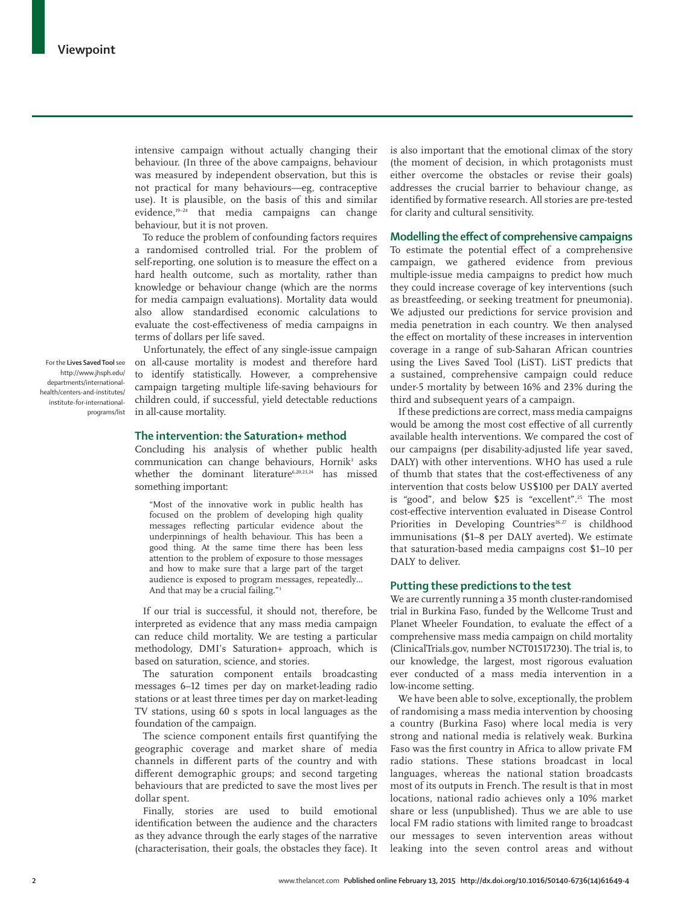intensive campaign without actually changing their behaviour. (In three of the above campaigns, behaviour was measured by independent observation, but this is not practical for many behaviours—eg, contraceptive use). It is plausible, on the basis of this and similar evidence,[19–24] that media campaigns can change behaviour, but it is not proven.

To reduce the problem of confounding factors requires a randomised controlled trial. For the problem of self-reporting, one solution is to measure the effect on a hard health outcome, such as mortality, rather than knowledge or behaviour change (which are the norms for media campaign evaluations). Mortality data would also allow standardised economic calculations to evaluate the cost-effectiveness of media campaigns in terms of dollars per life saved.

Unfortunately, the effect of any single-issue campaign on all-cause mortality is modest and therefore hard to identify statistically. However, a comprehensive campaign targeting multiple life-saving behaviours for children could, if successful, yield detectable reductions in all-cause mortality.

For the **Lives Saved Tool** see http://www.jhsph.edu/departments/international-health/centers-and-institutes/institute-for-international-programs/list

## The intervention: the Saturation+ method

Concluding his analysis of whether public health communication can change behaviours, Hornik[3] asks whether the dominant literature[6,20,23,24] has missed something important:

> "Most of the innovative work in public health has focused on the problem of developing high quality messages reflecting particular evidence about the underpinnings of health behaviour. This has been a good thing. At the same time there has been less attention to the problem of exposure to those messages and how to make sure that a large part of the target audience is exposed to program messages, repeatedly... And that may be a crucial failing."[3]

If our trial is successful, it should not, therefore, be interpreted as evidence that any mass media campaign can reduce child mortality. We are testing a particular methodology, DMI's Saturation+ approach, which is based on saturation, science, and stories.

The saturation component entails broadcasting messages 6–12 times per day on market-leading radio stations or at least three times per day on market-leading TV stations, using 60 s spots in local languages as the foundation of the campaign.

The science component entails first quantifying the geographic coverage and market share of media channels in different parts of the country and with different demographic groups; and second targeting behaviours that are predicted to save the most lives per dollar spent.

Finally, stories are used to build emotional identification between the audience and the characters as they advance through the early stages of the narrative (characterisation, their goals, the obstacles they face). It is also important that the emotional climax of the story (the moment of decision, in which protagonists must either overcome the obstacles or revise their goals) addresses the crucial barrier to behaviour change, as identified by formative research. All stories are pre-tested for clarity and cultural sensitivity.

## Modelling the effect of comprehensive campaigns

To estimate the potential effect of a comprehensive campaign, we gathered evidence from previous multiple-issue media campaigns to predict how much they could increase coverage of key interventions (such as breastfeeding, or seeking treatment for pneumonia). We adjusted our predictions for service provision and media penetration in each country. We then analysed the effect on mortality of these increases in intervention coverage in a range of sub-Saharan African countries using the Lives Saved Tool (LiST). LiST predicts that a sustained, comprehensive campaign could reduce under-5 mortality by between 16% and 23% during the third and subsequent years of a campaign.

If these predictions are correct, mass media campaigns would be among the most cost effective of all currently available health interventions. We compared the cost of our campaigns (per disability-adjusted life year saved, DALY) with other interventions. WHO has used a rule of thumb that states that the cost-effectiveness of any intervention that costs below US$100 per DALY averted is "good", and below $25 is "excellent".[25] The most cost-effective intervention evaluated in Disease Control Priorities in Developing Countries[26,27] is childhood immunisations ($1–8 per DALY averted). We estimate that saturation-based media campaigns cost $1–10 per DALY to deliver.

## Putting these predictions to the test

We are currently running a 35 month cluster-randomised trial in Burkina Faso, funded by the Wellcome Trust and Planet Wheeler Foundation, to evaluate the effect of a comprehensive mass media campaign on child mortality (ClinicalTrials.gov, number NCT01517230). The trial is, to our knowledge, the largest, most rigorous evaluation ever conducted of a mass media intervention in a low-income setting.

We have been able to solve, exceptionally, the problem of randomising a mass media intervention by choosing a country (Burkina Faso) where local media is very strong and national media is relatively weak. Burkina Faso was the first country in Africa to allow private FM radio stations. These stations broadcast in local languages, whereas the national station broadcasts most of its outputs in French. The result is that in most locations, national radio achieves only a 10% market share or less (unpublished). Thus we are able to use local FM radio stations with limited range to broadcast our messages to seven intervention areas without leaking into the seven control areas and without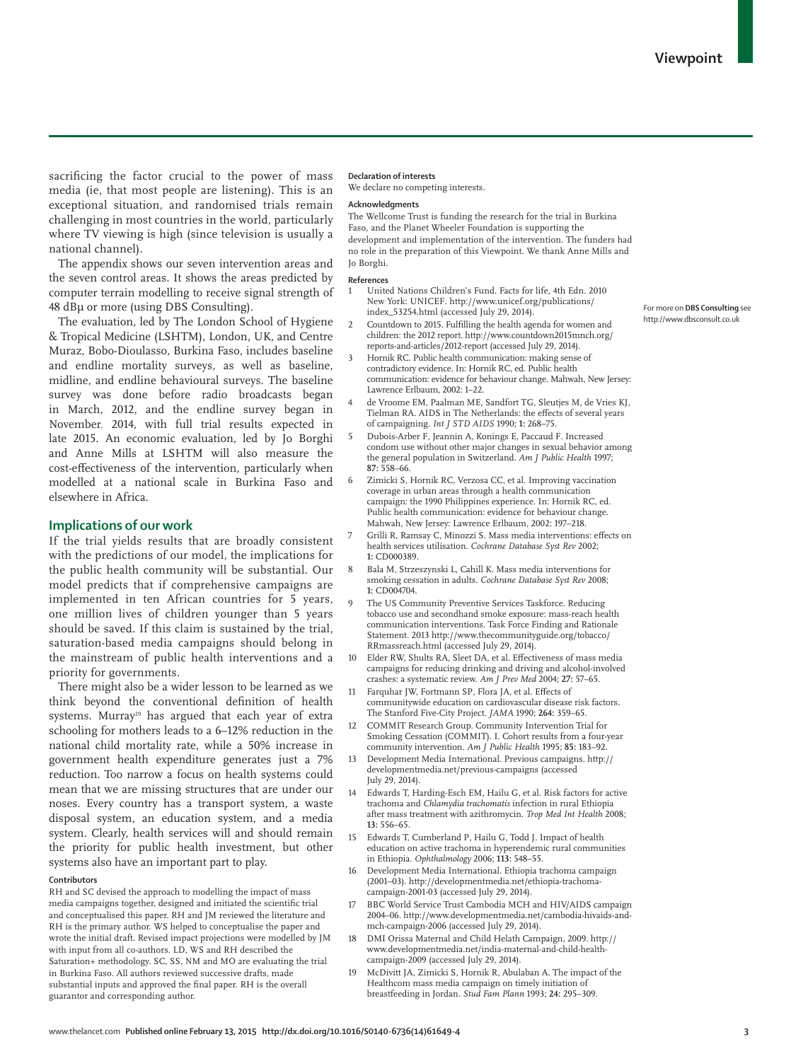sacrificing the factor crucial to the power of mass media (ie, that most people are listening). This is an exceptional situation, and randomised trials remain challenging in most countries in the world, particularly where TV viewing is high (since television is usually a national channel).

The appendix shows our seven intervention areas and the seven control areas. It shows the areas predicted by computer terrain modelling to receive signal strength of 48 dBµ or more (using DBS Consulting).

The evaluation, led by The London School of Hygiene & Tropical Medicine (LSHTM), London, UK, and Centre Muraz, Bobo-Dioulasso, Burkina Faso, includes baseline and endline mortality surveys, as well as baseline, midline, and endline behavioural surveys. The baseline survey was done before radio broadcasts began in March, 2012, and the endline survey began in November, 2014, with full trial results expected in late 2015. An economic evaluation, led by Jo Borghi and Anne Mills at LSHTM will also measure the cost-effectiveness of the intervention, particularly when modelled at a national scale in Burkina Faso and elsewhere in Africa.

For more on **DBS Consulting** see http://www.dbsconsult.co.uk

## Implications of our work

If the trial yields results that are broadly consistent with the predictions of our model, the implications for the public health community will be substantial. Our model predicts that if comprehensive campaigns are implemented in ten African countries for 5 years, one million lives of children younger than 5 years should be saved. If this claim is sustained by the trial, saturation-based media campaigns should belong in the mainstream of public health interventions and a priority for governments.

There might also be a wider lesson to be learned as we think beyond the conventional definition of health systems. Murray[29] has argued that each year of extra schooling for mothers leads to a 6–12% reduction in the national child mortality rate, while a 50% increase in government health expenditure generates just a 7% reduction. Too narrow a focus on health systems could mean that we are missing structures that are under our noses. Every country has a transport system, a waste disposal system, an education system, and a media system. Clearly, health services will and should remain the priority for public health investment, but other systems also have an important part to play.

### Contributors

RH and SC devised the approach to modelling the impact of mass media campaigns together, designed and initiated the scientific trial and conceptualised this paper. RH and JM reviewed the literature and RH is the primary author. WS helped to conceptualise the paper and wrote the initial draft. Revised impact projections were modelled by JM with input from all co-authors. LD, WS and RH described the Saturation+ methodology. SC, SS, NM and MO are evaluating the trial in Burkina Faso. All authors reviewed successive drafts, made substantial inputs and approved the final paper. RH is the overall guarantor and corresponding author.

### Declaration of interests

We declare no competing interests.

### Acknowledgments

The Wellcome Trust is funding the research for the trial in Burkina Faso, and the Planet Wheeler Foundation is supporting the development and implementation of the intervention. The funders had no role in the preparation of this Viewpoint. We thank Anne Mills and Jo Borghi.

### References

1. United Nations Children's Fund. Facts for life, 4th Edn. 2010 New York: UNICEF. http://www.unicef.org/publications/index_53254.html (accessed July 29, 2014).
2. Countdown to 2015. Fulfilling the health agenda for women and children: the 2012 report. http://www.countdown2015mnch.org/reports-and-articles/2012-report (accessed July 29, 2014).
3. Hornik RC. Public health communication: making sense of contradictory evidence. In: Hornik RC, ed. Public health communication: evidence for behaviour change. Mahwah, New Jersey: Lawrence Erlbaum, 2002: 1–22.
4. de Vroome EM, Paalman ME, Sandfort TG, Sleutjes M, de Vries KJ, Tielman RA. AIDS in The Netherlands: the effects of several years of campaigning. *Int J STD AIDS* 1990; **1:** 268–75.
5. Dubois-Arber F, Jeannin A, Konings E, Paccaud F. Increased condom use without other major changes in sexual behavior among the general population in Switzerland. *Am J Public Health* 1997; **87:** 558–66.
6. Zimicki S, Hornik RC, Verzosa CC, et al. Improving vaccination coverage in urban areas through a health communication campaign: the 1990 Philippines experience. In: Hornik RC, ed. Public health communication: evidence for behaviour change. Mahwah, New Jersey: Lawrence Erlbaum, 2002: 197–218.
7. Grilli R, Ramsay C, Minozzi S. Mass media interventions: effects on health services utilisation. *Cochrane Database Syst Rev* 2002; **1:** CD000389.
8. Bala M, Strzeszynski L, Cahill K. Mass media interventions for smoking cessation in adults. *Cochrane Database Syst Rev* 2008; **1:** CD004704.
9. The US Community Preventive Services Taskforce. Reducing tobacco use and secondhand smoke exposure: mass-reach health communication interventions. Task Force Finding and Rationale Statement. 2013 http://www.thecommunityguide.org/tobacco/RRmassreach.html (accessed July 29, 2014).
10. Elder RW, Shults RA, Sleet DA, et al. Effectiveness of mass media campaigns for reducing drinking and driving and alcohol-involved crashes: a systematic review. *Am J Prev Med* 2004; **27:** 57–65.
11. Farquhar JW, Fortmann SP, Flora JA, et al. Effects of communitywide education on cardiovascular disease risk factors. The Stanford Five-City Project. *JAMA* 1990; **264:** 359–65.
12. COMMIT Research Group. Community Intervention Trial for Smoking Cessation (COMMIT). I. Cohort results from a four-year community intervention. *Am J Public Health* 1995; **85:** 183–92.
13. Development Media International. Previous campaigns. http://developmentmedia.net/previous-campaigns (accessed July 29, 2014).
14. Edwards T, Harding-Esch EM, Hailu G, et al. Risk factors for active trachoma and *Chlamydia trachomatis* infection in rural Ethiopia after mass treatment with azithromycin. *Trop Med Int Health* 2008; **13:** 556–65.
15. Edwards T, Cumberland P, Hailu G, Todd J. Impact of health education on active trachoma in hyperendemic rural communities in Ethiopia. *Ophthalmology* 2006; **113:** 548–55.
16. Development Media International. Ethiopia trachoma campaign (2001–03). http://developmentmedia.net/ethiopia-trachoma-campaign-2001-03 (accessed July 29, 2014).
17. BBC World Service Trust Cambodia MCH and HIV/AIDS campaign 2004–06. http://www.developmentmedia.net/cambodia-hivaids-and-mch-campaign-2006 (accessed July 29, 2014).
18. DMI Orissa Maternal and Child Helath Campaign, 2009. http://www.developmentmedia.net/india-maternal-and-child-health-campaign-2009 (accessed July 29, 2014).
19. McDivitt JA, Zimicki S, Hornik R, Abulaban A. The impact of the Healthcom mass media campaign on timely initiation of breastfeeding in Jordan. *Stud Fam Plann* 1993; **24:** 295–309.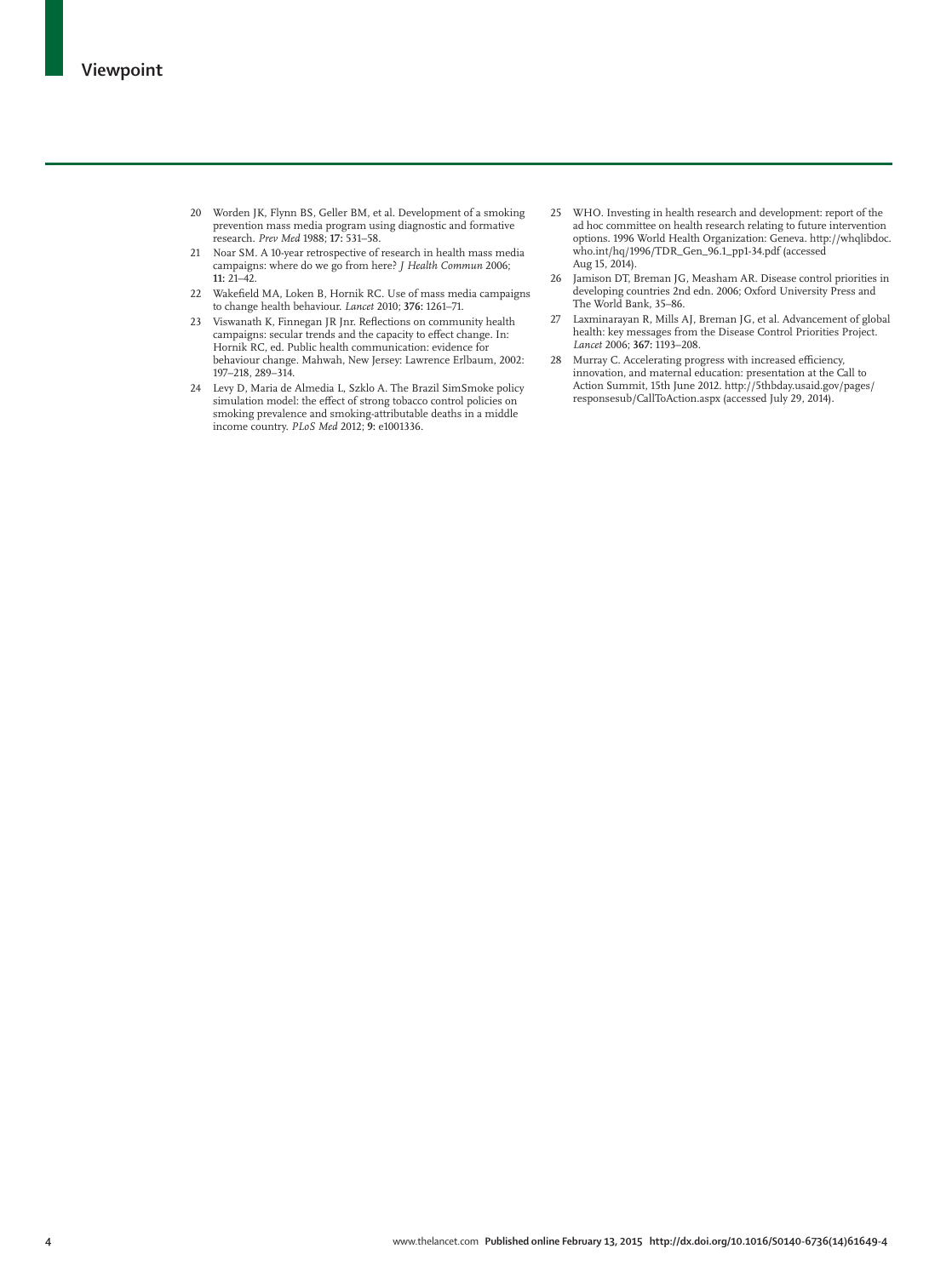20 Worden JK, Flynn BS, Geller BM, et al. Development of a smoking prevention mass media program using diagnostic and formative research. *Prev Med* 1988; **17:** 531–58.

21 Noar SM. A 10-year retrospective of research in health mass media campaigns: where do we go from here? *J Health Commun* 2006; **11:** 21–42.

22 Wakefield MA, Loken B, Hornik RC. Use of mass media campaigns to change health behaviour. *Lancet* 2010; **376:** 1261–71.

23 Viswanath K, Finnegan JR Jnr. Reflections on community health campaigns: secular trends and the capacity to effect change. In: Hornik RC, ed. Public health communication: evidence for behaviour change. Mahwah, New Jersey: Lawrence Erlbaum, 2002: 197–218, 289–314.

24 Levy D, Maria de Almedia L, Szklo A. The Brazil SimSmoke policy simulation model: the effect of strong tobacco control policies on smoking prevalence and smoking-attributable deaths in a middle income country. *PLoS Med* 2012; **9:** e1001336.

25 WHO. Investing in health research and development: report of the ad hoc committee on health research relating to future intervention options. 1996 World Health Organization: Geneva. http://whqlibdoc.who.int/hq/1996/TDR_Gen_96.1_pp1-34.pdf (accessed Aug 15, 2014).

26 Jamison DT, Breman JG, Measham AR. Disease control priorities in developing countries 2nd edn. 2006; Oxford University Press and The World Bank, 35–86.

27 Laxminarayan R, Mills AJ, Breman JG, et al. Advancement of global health: key messages from the Disease Control Priorities Project. *Lancet* 2006; **367:** 1193–208.

28 Murray C. Accelerating progress with increased efficiency, innovation, and maternal education: presentation at the Call to Action Summit, 15th June 2012. http://5thbday.usaid.gov/pages/responsesub/CallToAction.aspx (accessed July 29, 2014).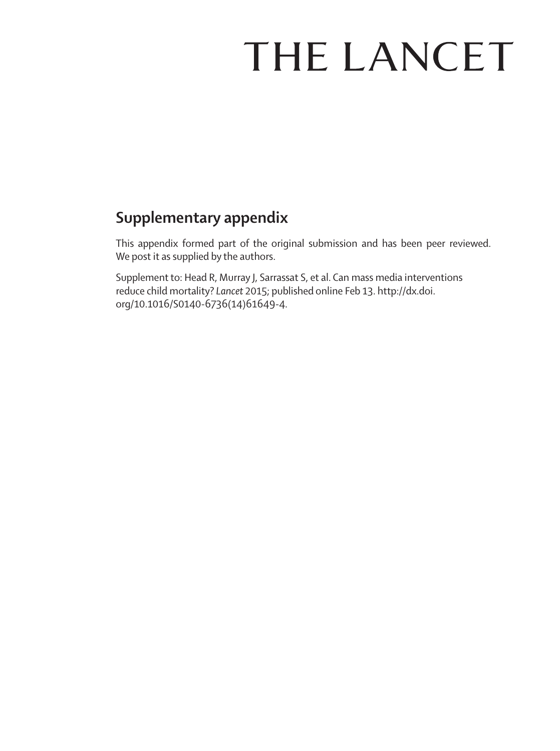# THE LANCET

## Supplementary appendix

This appendix formed part of the original submission and has been peer reviewed. We post it as supplied by the authors.

Supplement to: Head R, Murray J, Sarrassat S, et al. Can mass media interventions reduce child mortality? *Lancet* 2015; published online Feb 13. http://dx.doi.org/10.1016/S0140-6736(14)61649-4.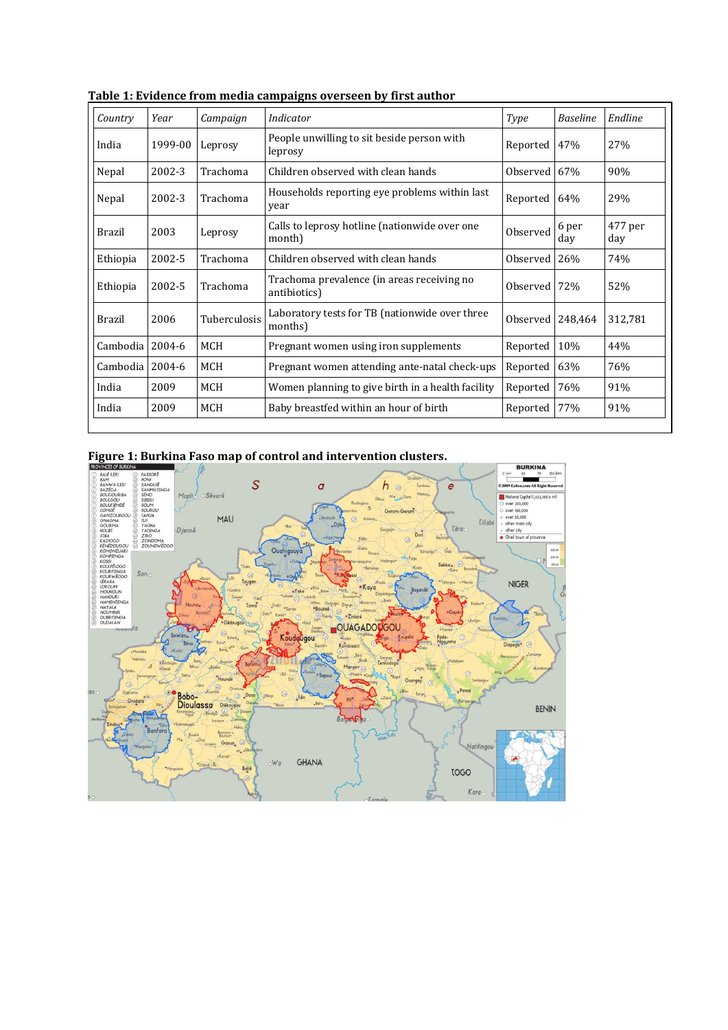**Table 1: Evidence from media campaigns overseen by first author**

| *Country* | *Year* | *Campaign* | *Indicator* | *Type* | *Baseline* | *Endline* |
|---|---|---|---|---|---|---|
| India | 1999-00 | Leprosy | People unwilling to sit beside person with leprosy | Reported | 47% | 27% |
| Nepal | 2002-3 | Trachoma | Children observed with clean hands | Observed | 67% | 90% |
| Nepal | 2002-3 | Trachoma | Households reporting eye problems within last year | Reported | 64% | 29% |
| Brazil | 2003 | Leprosy | Calls to leprosy hotline (nationwide over one month) | Observed | 6 per day | 477 per day |
| Ethiopia | 2002-5 | Trachoma | Children observed with clean hands | Observed | 26% | 74% |
| Ethiopia | 2002-5 | Trachoma | Trachoma prevalence (in areas receiving no antibiotics) | Observed | 72% | 52% |
| Brazil | 2006 | Tuberculosis | Laboratory tests for TB (nationwide over three months) | Observed | 248,464 | 312,781 |
| Cambodia | 2004-6 | MCH | Pregnant women using iron supplements | Reported | 10% | 44% |
| Cambodia | 2004-6 | MCH | Pregnant women attending ante-natal check-ups | Reported | 63% | 76% |
| India | 2009 | MCH | Women planning to give birth in a health facility | Reported | 76% | 91% |
| India | 2009 | MCH | Baby breastfed within an hour of birth | Reported | 77% | 91% |

**Figure 1: Burkina Faso map of control and intervention clusters.**